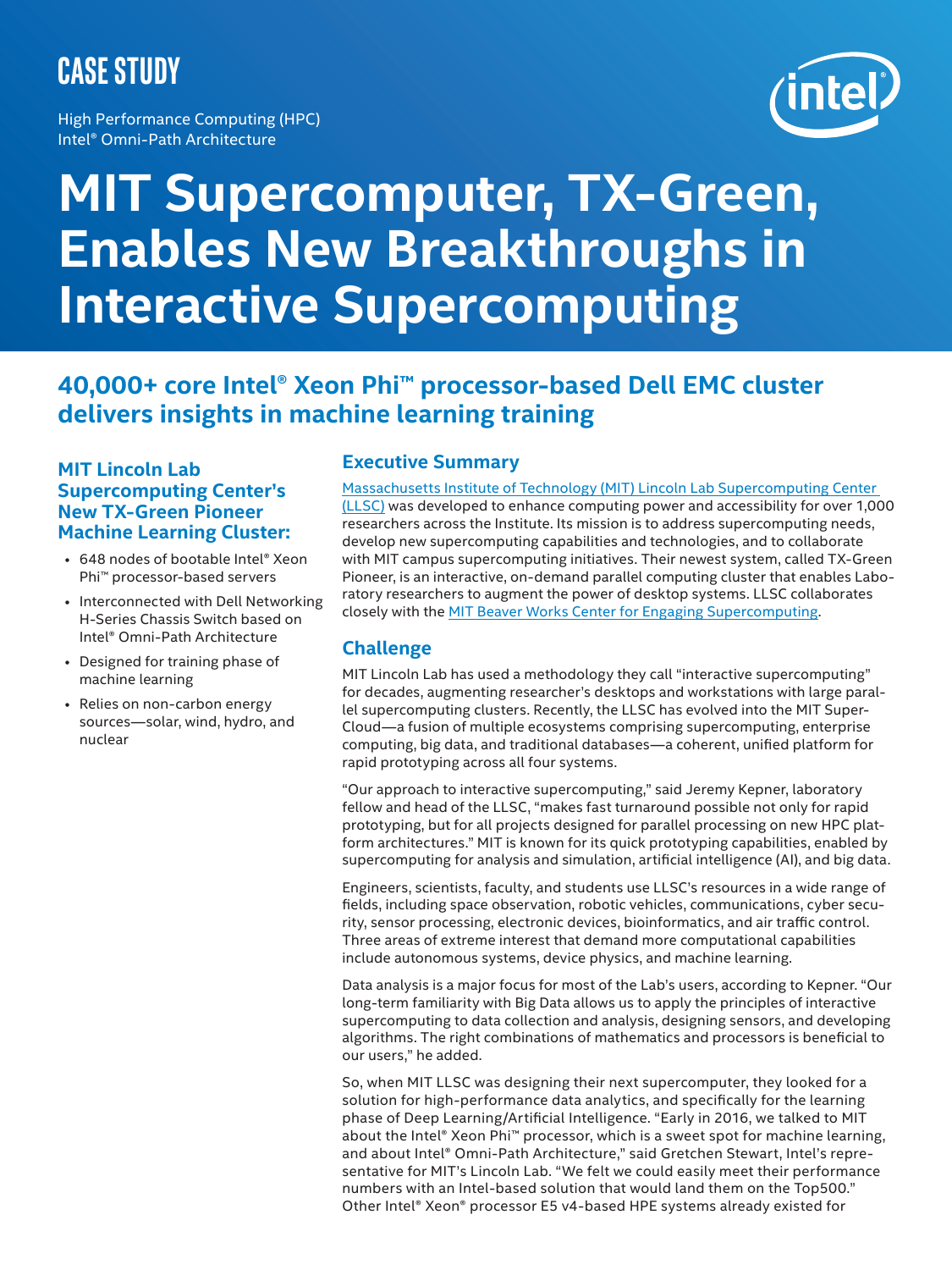CASE STUDY

High Performance Computing (HPC)
Intel® Omni-Path Architecture

# MIT Supercomputer, TX-Green, Enables New Breakthroughs in Interactive Supercomputing

## 40,000+ core Intel® Xeon Phi™ processor-based Dell EMC cluster delivers insights in machine learning training

### MIT Lincoln Lab Supercomputing Center's New TX-Green Pioneer Machine Learning Cluster:

- 648 nodes of bootable Intel® Xeon Phi™ processor-based servers
- Interconnected with Dell Networking H-Series Chassis Switch based on Intel® Omni-Path Architecture
- Designed for training phase of machine learning
- Relies on non-carbon energy sources—solar, wind, hydro, and nuclear

### Executive Summary

Massachusetts Institute of Technology (MIT) Lincoln Lab Supercomputing Center (LLSC) was developed to enhance computing power and accessibility for over 1,000 researchers across the Institute. Its mission is to address supercomputing needs, develop new supercomputing capabilities and technologies, and to collaborate with MIT campus supercomputing initiatives. Their newest system, called TX-Green Pioneer, is an interactive, on-demand parallel computing cluster that enables Laboratory researchers to augment the power of desktop systems. LLSC collaborates closely with the MIT Beaver Works Center for Engaging Supercomputing.

### Challenge

MIT Lincoln Lab has used a methodology they call "interactive supercomputing" for decades, augmenting researcher's desktops and workstations with large parallel supercomputing clusters. Recently, the LLSC has evolved into the MIT SuperCloud—a fusion of multiple ecosystems comprising supercomputing, enterprise computing, big data, and traditional databases—a coherent, unified platform for rapid prototyping across all four systems.

"Our approach to interactive supercomputing," said Jeremy Kepner, laboratory fellow and head of the LLSC, "makes fast turnaround possible not only for rapid prototyping, but for all projects designed for parallel processing on new HPC platform architectures." MIT is known for its quick prototyping capabilities, enabled by supercomputing for analysis and simulation, artificial intelligence (AI), and big data.

Engineers, scientists, faculty, and students use LLSC's resources in a wide range of fields, including space observation, robotic vehicles, communications, cyber security, sensor processing, electronic devices, bioinformatics, and air traffic control. Three areas of extreme interest that demand more computational capabilities include autonomous systems, device physics, and machine learning.

Data analysis is a major focus for most of the Lab's users, according to Kepner. "Our long-term familiarity with Big Data allows us to apply the principles of interactive supercomputing to data collection and analysis, designing sensors, and developing algorithms. The right combinations of mathematics and processors is beneficial to our users," he added.

So, when MIT LLSC was designing their next supercomputer, they looked for a solution for high-performance data analytics, and specifically for the learning phase of Deep Learning/Artificial Intelligence. "Early in 2016, we talked to MIT about the Intel® Xeon Phi™ processor, which is a sweet spot for machine learning, and about Intel® Omni-Path Architecture," said Gretchen Stewart, Intel's representative for MIT's Lincoln Lab. "We felt we could easily meet their performance numbers with an Intel-based solution that would land them on the Top500." Other Intel® Xeon® processor E5 v4-based HPE systems already existed for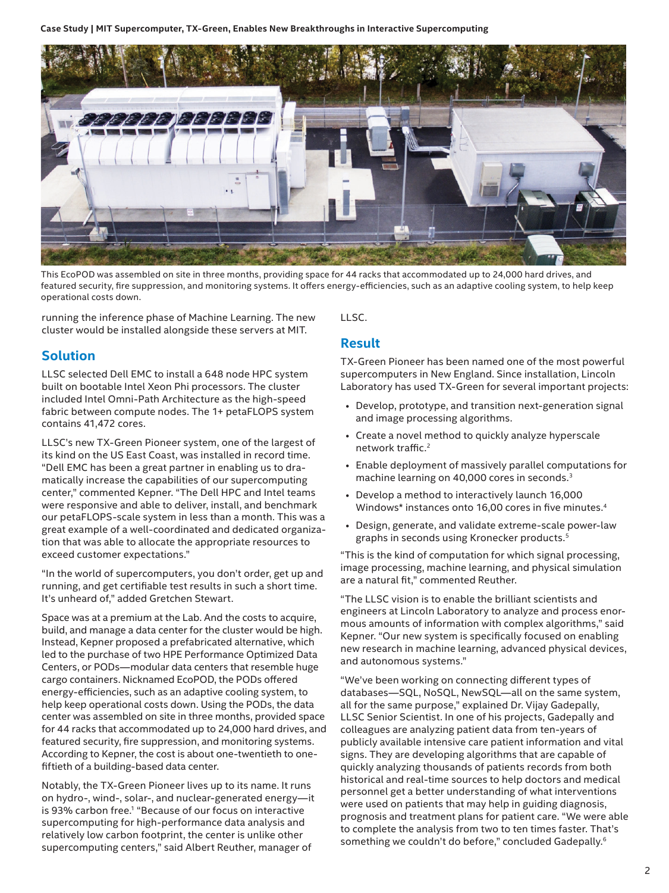This EcoPOD was assembled on site in three months, providing space for 44 racks that accommodated up to 24,000 hard drives, and featured security, fire suppression, and monitoring systems. It offers energy-efficiencies, such as an adaptive cooling system, to help keep operational costs down.

running the inference phase of Machine Learning. The new cluster would be installed alongside these servers at MIT.

## Solution

LLSC selected Dell EMC to install a 648 node HPC system built on bootable Intel Xeon Phi processors. The cluster included Intel Omni-Path Architecture as the high-speed fabric between compute nodes. The 1+ petaFLOPS system contains 41,472 cores.

LLSC's new TX-Green Pioneer system, one of the largest of its kind on the US East Coast, was installed in record time. "Dell EMC has been a great partner in enabling us to dramatically increase the capabilities of our supercomputing center," commented Kepner. "The Dell HPC and Intel teams were responsive and able to deliver, install, and benchmark our petaFLOPS-scale system in less than a month. This was a great example of a well-coordinated and dedicated organization that was able to allocate the appropriate resources to exceed customer expectations."

"In the world of supercomputers, you don't order, get up and running, and get certifiable test results in such a short time. It's unheard of," added Gretchen Stewart.

Space was at a premium at the Lab. And the costs to acquire, build, and manage a data center for the cluster would be high. Instead, Kepner proposed a prefabricated alternative, which led to the purchase of two HPE Performance Optimized Data Centers, or PODs—modular data centers that resemble huge cargo containers. Nicknamed EcoPOD, the PODs offered energy-efficiencies, such as an adaptive cooling system, to help keep operational costs down. Using the PODs, the data center was assembled on site in three months, provided space for 44 racks that accommodated up to 24,000 hard drives, and featured security, fire suppression, and monitoring systems. According to Kepner, the cost is about one-twentieth to one-fiftieth of a building-based data center.

Notably, the TX-Green Pioneer lives up to its name. It runs on hydro-, wind-, solar-, and nuclear-generated energy—it is 93% carbon free.[1] "Because of our focus on interactive supercomputing for high-performance data analysis and relatively low carbon footprint, the center is unlike other supercomputing centers," said Albert Reuther, manager of LLSC.

## Result

TX-Green Pioneer has been named one of the most powerful supercomputers in New England. Since installation, Lincoln Laboratory has used TX-Green for several important projects:

- Develop, prototype, and transition next-generation signal and image processing algorithms.
- Create a novel method to quickly analyze hyperscale network traffic.[2]
- Enable deployment of massively parallel computations for machine learning on 40,000 cores in seconds.[3]
- Develop a method to interactively launch 16,000 Windows* instances onto 16,00 cores in five minutes.[4]
- Design, generate, and validate extreme-scale power-law graphs in seconds using Kronecker products.[5]

"This is the kind of computation for which signal processing, image processing, machine learning, and physical simulation are a natural fit," commented Reuther.

"The LLSC vision is to enable the brilliant scientists and engineers at Lincoln Laboratory to analyze and process enormous amounts of information with complex algorithms," said Kepner. "Our new system is specifically focused on enabling new research in machine learning, advanced physical devices, and autonomous systems."

"We've been working on connecting different types of databases—SQL, NoSQL, NewSQL—all on the same system, all for the same purpose," explained Dr. Vijay Gadepally, LLSC Senior Scientist. In one of his projects, Gadepally and colleagues are analyzing patient data from ten-years of publicly available intensive care patient information and vital signs. They are developing algorithms that are capable of quickly analyzing thousands of patients records from both historical and real-time sources to help doctors and medical personnel get a better understanding of what interventions were used on patients that may help in guiding diagnosis, prognosis and treatment plans for patient care. "We were able to complete the analysis from two to ten times faster. That's something we couldn't do before," concluded Gadepally.[6]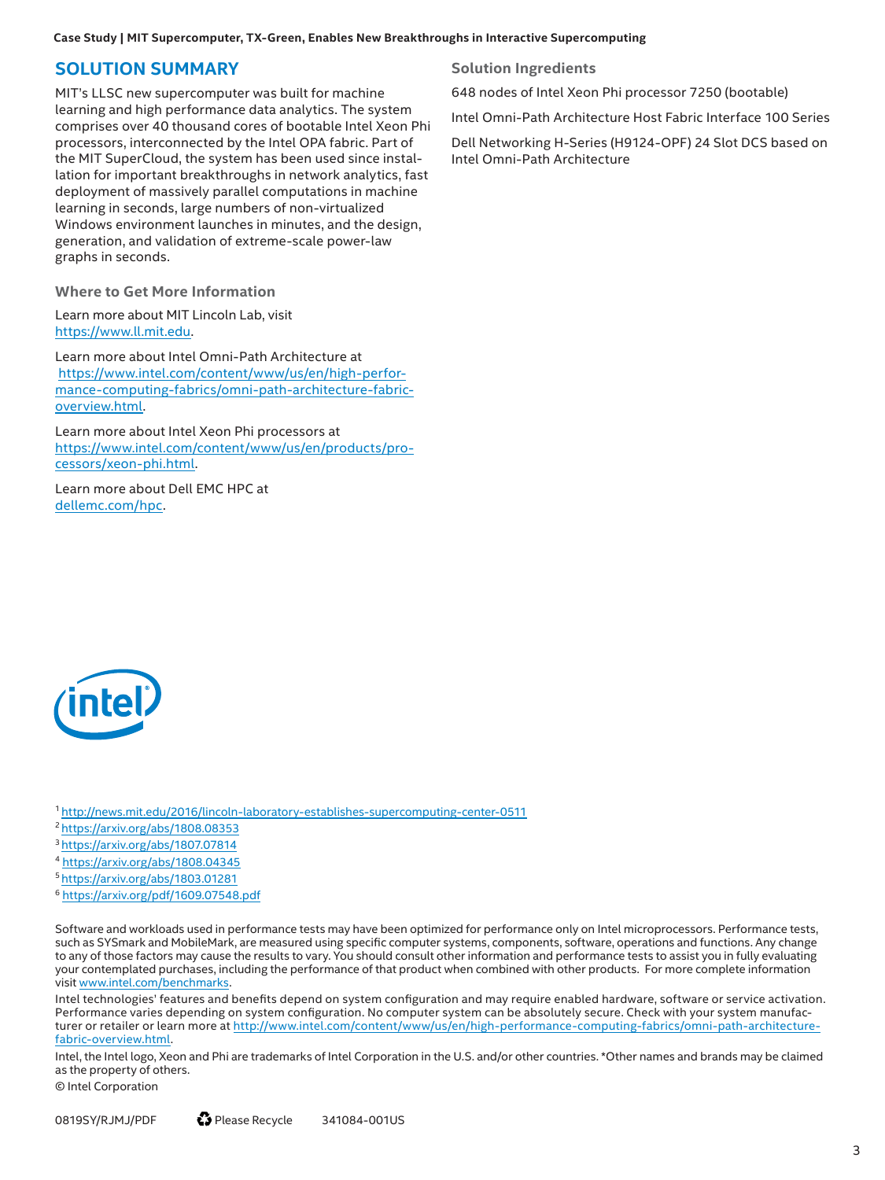## SOLUTION SUMMARY

MIT's LLSC new supercomputer was built for machine learning and high performance data analytics. The system comprises over 40 thousand cores of bootable Intel Xeon Phi processors, interconnected by the Intel OPA fabric. Part of the MIT SuperCloud, the system has been used since installation for important breakthroughs in network analytics, fast deployment of massively parallel computations in machine learning in seconds, large numbers of non-virtualized Windows environment launches in minutes, and the design, generation, and validation of extreme-scale power-law graphs in seconds.

### Where to Get More Information

Learn more about MIT Lincoln Lab, visit https://www.ll.mit.edu.

Learn more about Intel Omni-Path Architecture at https://www.intel.com/content/www/us/en/high-performance-computing-fabrics/omni-path-architecture-fabric-overview.html.

Learn more about Intel Xeon Phi processors at https://www.intel.com/content/www/us/en/products/processors/xeon-phi.html.

Learn more about Dell EMC HPC at dellemc.com/hpc.

### Solution Ingredients

648 nodes of Intel Xeon Phi processor 7250 (bootable)

Intel Omni-Path Architecture Host Fabric Interface 100 Series

Dell Networking H-Series (H9124-OPF) 24 Slot DCS based on Intel Omni-Path Architecture

[1] http://news.mit.edu/2016/lincoln-laboratory-establishes-supercomputing-center-0511
[2] https://arxiv.org/abs/1808.08353
[3] https://arxiv.org/abs/1807.07814
[4] https://arxiv.org/abs/1808.04345
[5] https://arxiv.org/abs/1803.01281
[6] https://arxiv.org/pdf/1609.07548.pdf

Software and workloads used in performance tests may have been optimized for performance only on Intel microprocessors. Performance tests, such as SYSmark and MobileMark, are measured using specific computer systems, components, software, operations and functions. Any change to any of those factors may cause the results to vary. You should consult other information and performance tests to assist you in fully evaluating your contemplated purchases, including the performance of that product when combined with other products. For more complete information visit www.intel.com/benchmarks.

Intel technologies' features and benefits depend on system configuration and may require enabled hardware, software or service activation. Performance varies depending on system configuration. No computer system can be absolutely secure. Check with your system manufacturer or retailer or learn more at http://www.intel.com/content/www/us/en/high-performance-computing-fabrics/omni-path-architecture-fabric-overview.html.

Intel, the Intel logo, Xeon and Phi are trademarks of Intel Corporation in the U.S. and/or other countries. *Other names and brands may be claimed as the property of others.

© Intel Corporation

0819SY/RJMJ/PDF Please Recycle 341084-001US